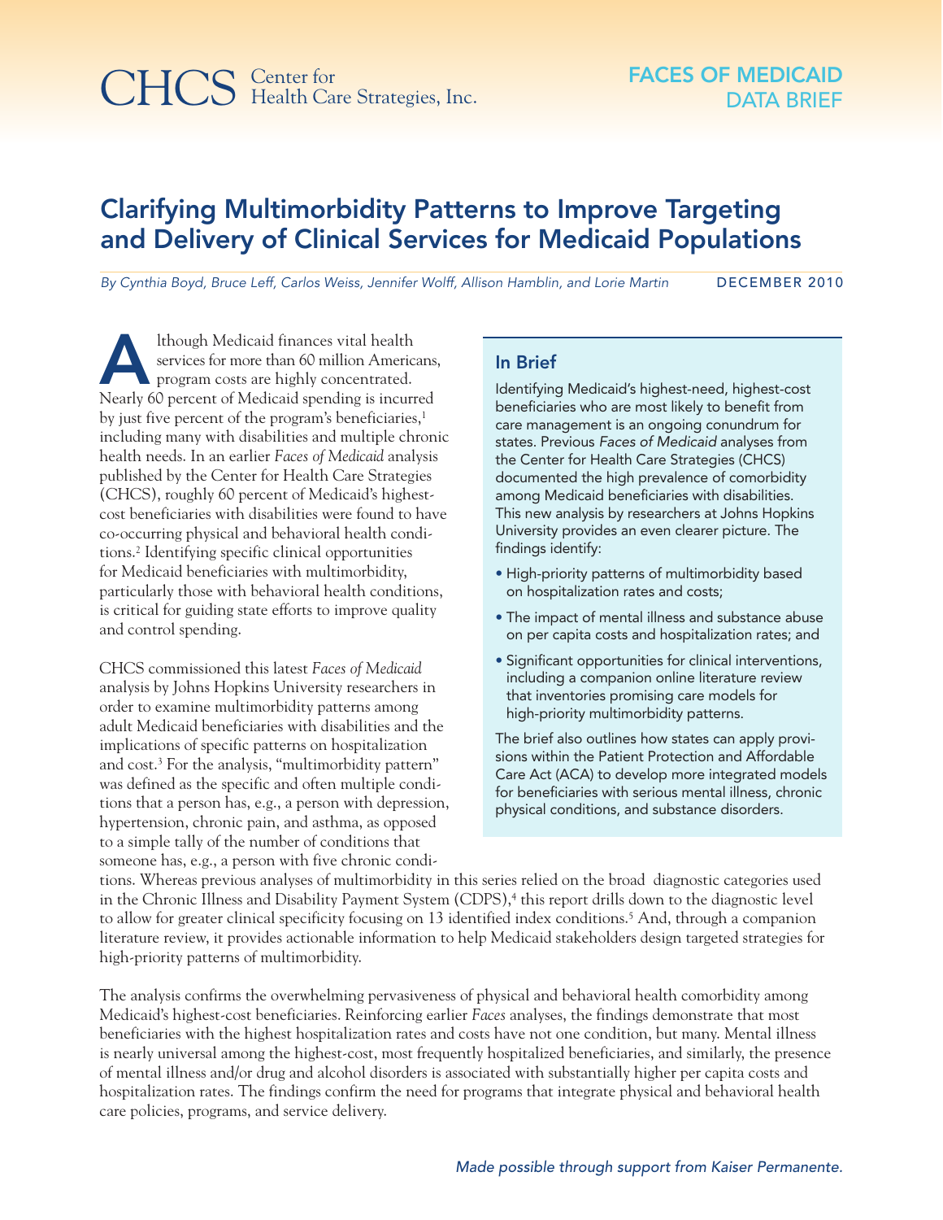CHCS Center for Health Care Strategies, Inc.

FACES OF MEDICAID DATA BRIEF

# Clarifying Multimorbidity Patterns to Improve Targeting and Delivery of Clinical Services for Medicaid Populations

*By Cynthia Boyd, Bruce Leff, Carlos Weiss, Jennifer Wolff, Allison Hamblin, and Lorie Martin* DECEMBER 2010

Although Medicaid finances vital health services for more than 60 million Americans, program costs are highly concentrated. Nearly 60 percent of Medicaid spending is incurred by just five percent of the program's beneficiaries,[1] including many with disabilities and multiple chronic health needs. In an earlier *Faces of Medicaid* analysis published by the Center for Health Care Strategies (CHCS), roughly 60 percent of Medicaid's highest-cost beneficiaries with disabilities were found to have co-occurring physical and behavioral health conditions.[2] Identifying specific clinical opportunities for Medicaid beneficiaries with multimorbidity, particularly those with behavioral health conditions, is critical for guiding state efforts to improve quality and control spending.

## In Brief

Identifying Medicaid's highest-need, highest-cost beneficiaries who are most likely to benefit from care management is an ongoing conundrum for states. Previous *Faces of Medicaid* analyses from the Center for Health Care Strategies (CHCS) documented the high prevalence of comorbidity among Medicaid beneficiaries with disabilities. This new analysis by researchers at Johns Hopkins University provides an even clearer picture. The findings identify:

- High-priority patterns of multimorbidity based on hospitalization rates and costs;
- The impact of mental illness and substance abuse on per capita costs and hospitalization rates; and
- Significant opportunities for clinical interventions, including a companion online literature review that inventories promising care models for high-priority multimorbidity patterns.

The brief also outlines how states can apply provisions within the Patient Protection and Affordable Care Act (ACA) to develop more integrated models for beneficiaries with serious mental illness, chronic physical conditions, and substance disorders.

CHCS commissioned this latest *Faces of Medicaid* analysis by Johns Hopkins University researchers in order to examine multimorbidity patterns among adult Medicaid beneficiaries with disabilities and the implications of specific patterns on hospitalization and cost.[3] For the analysis, "multimorbidity pattern" was defined as the specific and often multiple conditions that a person has, e.g., a person with depression, hypertension, chronic pain, and asthma, as opposed to a simple tally of the number of conditions that someone has, e.g., a person with five chronic conditions. Whereas previous analyses of multimorbidity in this series relied on the broad diagnostic categories used in the Chronic Illness and Disability Payment System (CDPS),[4] this report drills down to the diagnostic level to allow for greater clinical specificity focusing on 13 identified index conditions.[5] And, through a companion literature review, it provides actionable information to help Medicaid stakeholders design targeted strategies for high-priority patterns of multimorbidity.

The analysis confirms the overwhelming pervasiveness of physical and behavioral health comorbidity among Medicaid's highest-cost beneficiaries. Reinforcing earlier *Faces* analyses, the findings demonstrate that most beneficiaries with the highest hospitalization rates and costs have not one condition, but many. Mental illness is nearly universal among the highest-cost, most frequently hospitalized beneficiaries, and similarly, the presence of mental illness and/or drug and alcohol disorders is associated with substantially higher per capita costs and hospitalization rates. The findings confirm the need for programs that integrate physical and behavioral health care policies, programs, and service delivery.

*Made possible through support from Kaiser Permanente.*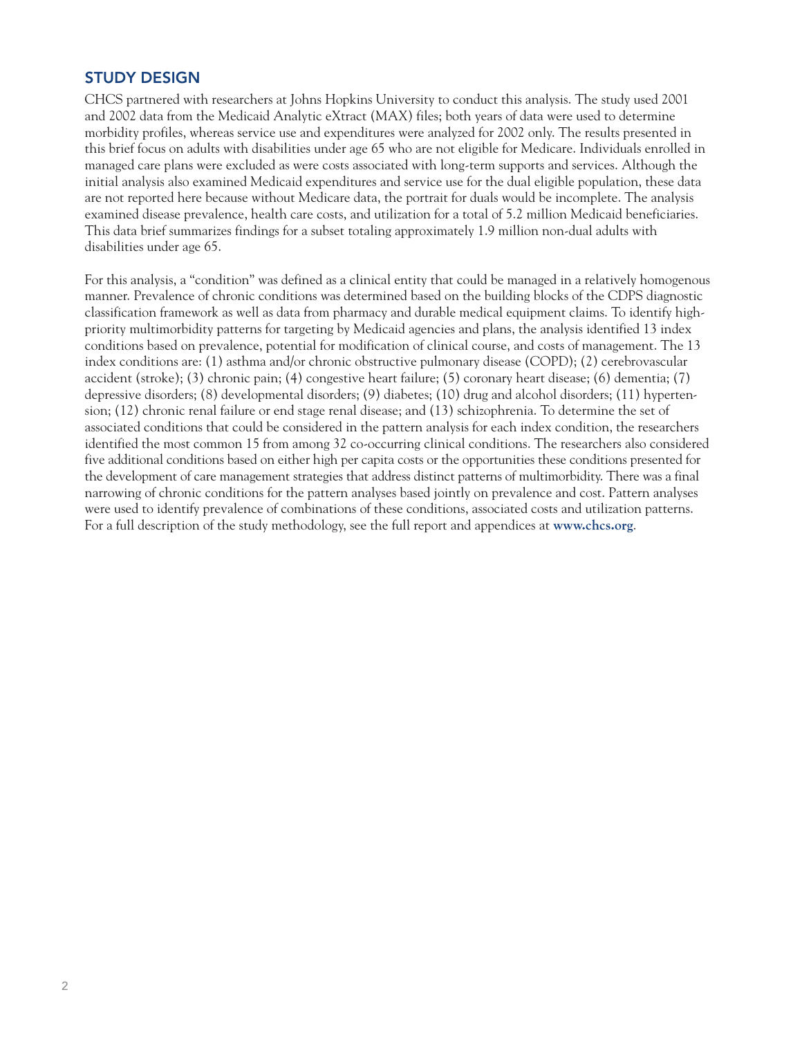## STUDY DESIGN

CHCS partnered with researchers at Johns Hopkins University to conduct this analysis. The study used 2001 and 2002 data from the Medicaid Analytic eXtract (MAX) files; both years of data were used to determine morbidity profiles, whereas service use and expenditures were analyzed for 2002 only. The results presented in this brief focus on adults with disabilities under age 65 who are not eligible for Medicare. Individuals enrolled in managed care plans were excluded as were costs associated with long-term supports and services. Although the initial analysis also examined Medicaid expenditures and service use for the dual eligible population, these data are not reported here because without Medicare data, the portrait for duals would be incomplete. The analysis examined disease prevalence, health care costs, and utilization for a total of 5.2 million Medicaid beneficiaries. This data brief summarizes findings for a subset totaling approximately 1.9 million non-dual adults with disabilities under age 65.

For this analysis, a "condition" was defined as a clinical entity that could be managed in a relatively homogenous manner. Prevalence of chronic conditions was determined based on the building blocks of the CDPS diagnostic classification framework as well as data from pharmacy and durable medical equipment claims. To identify high-priority multimorbidity patterns for targeting by Medicaid agencies and plans, the analysis identified 13 index conditions based on prevalence, potential for modification of clinical course, and costs of management. The 13 index conditions are: (1) asthma and/or chronic obstructive pulmonary disease (COPD); (2) cerebrovascular accident (stroke); (3) chronic pain; (4) congestive heart failure; (5) coronary heart disease; (6) dementia; (7) depressive disorders; (8) developmental disorders; (9) diabetes; (10) drug and alcohol disorders; (11) hypertension; (12) chronic renal failure or end stage renal disease; and (13) schizophrenia. To determine the set of associated conditions that could be considered in the pattern analysis for each index condition, the researchers identified the most common 15 from among 32 co-occurring clinical conditions. The researchers also considered five additional conditions based on either high per capita costs or the opportunities these conditions presented for the development of care management strategies that address distinct patterns of multimorbidity. There was a final narrowing of chronic conditions for the pattern analyses based jointly on prevalence and cost. Pattern analyses were used to identify prevalence of combinations of these conditions, associated costs and utilization patterns. For a full description of the study methodology, see the full report and appendices at **www.chcs.org**.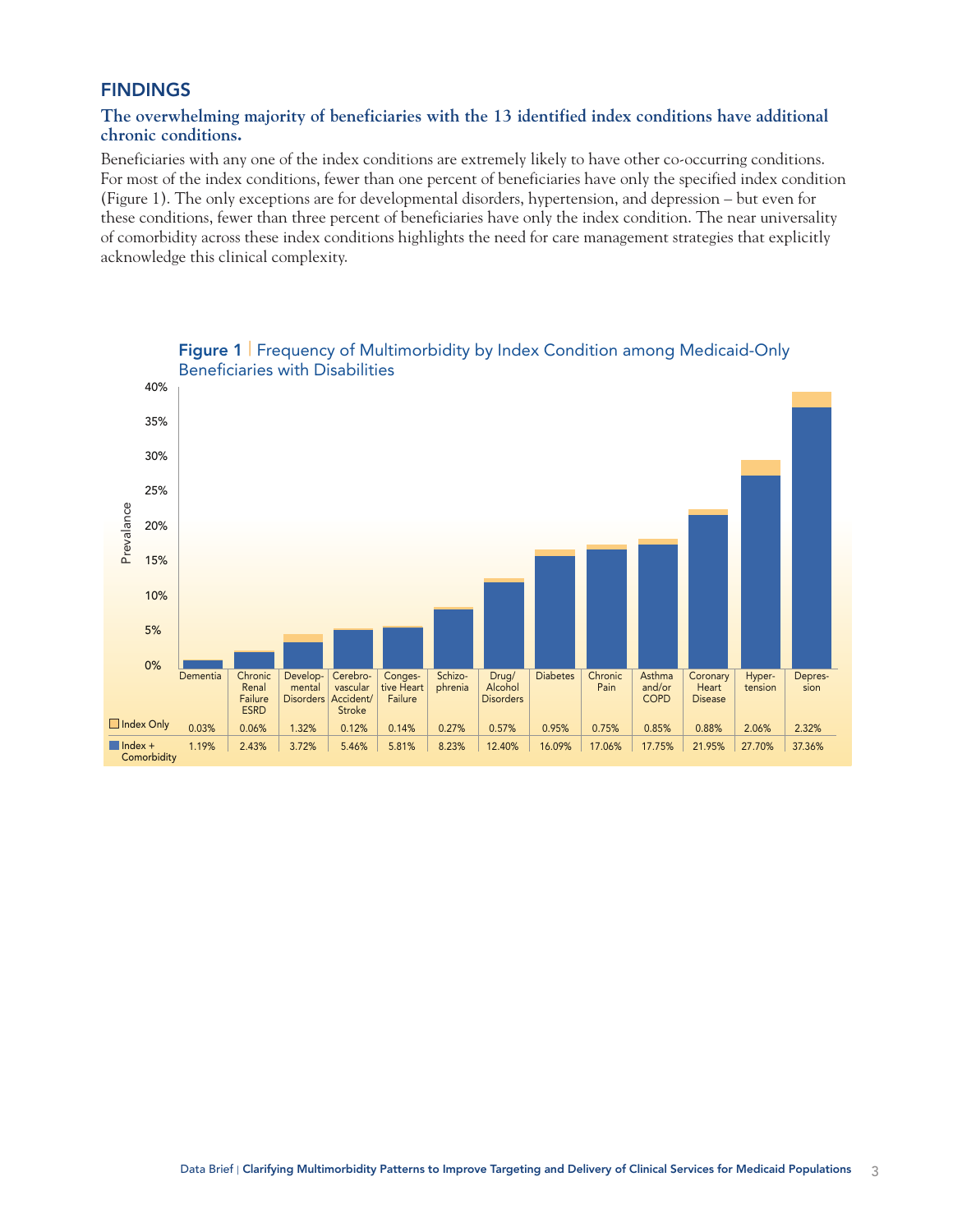## FINDINGS

### The overwhelming majority of beneficiaries with the 13 identified index conditions have additional chronic conditions.

Beneficiaries with any one of the index conditions are extremely likely to have other co-occurring conditions. For most of the index conditions, fewer than one percent of beneficiaries have only the specified index condition (Figure 1). The only exceptions are for developmental disorders, hypertension, and depression – but even for these conditions, fewer than three percent of beneficiaries have only the index condition. The near universality of comorbidity across these index conditions highlights the need for care management strategies that explicitly acknowledge this clinical complexity.

**Figure 1** | Frequency of Multimorbidity by Index Condition among Medicaid-Only Beneficiaries with Disabilities

Prevalance

40%
35%
30%
25%
20%
15%
10%
5%
0%

Dementia
Chronic Renal Failure ESRD
Developmental Disorders
Cerebrovascular Accident/Stroke
Congestive Heart Failure
Schizophrenia
Drug/Alcohol Disorders
Diabetes
Chronic Pain
Asthma and/or COPD
Coronary Heart Disease
Hypertension
Depression

Index Only: 0.03% 0.06% 1.32% 0.12% 0.14% 0.27% 0.57% 0.95% 0.75% 0.85% 0.88% 2.06% 2.32%

Index + Comorbidity: 1.19% 2.43% 3.72% 5.46% 5.81% 8.23% 12.40% 16.09% 17.06% 17.75% 21.95% 27.70% 37.36%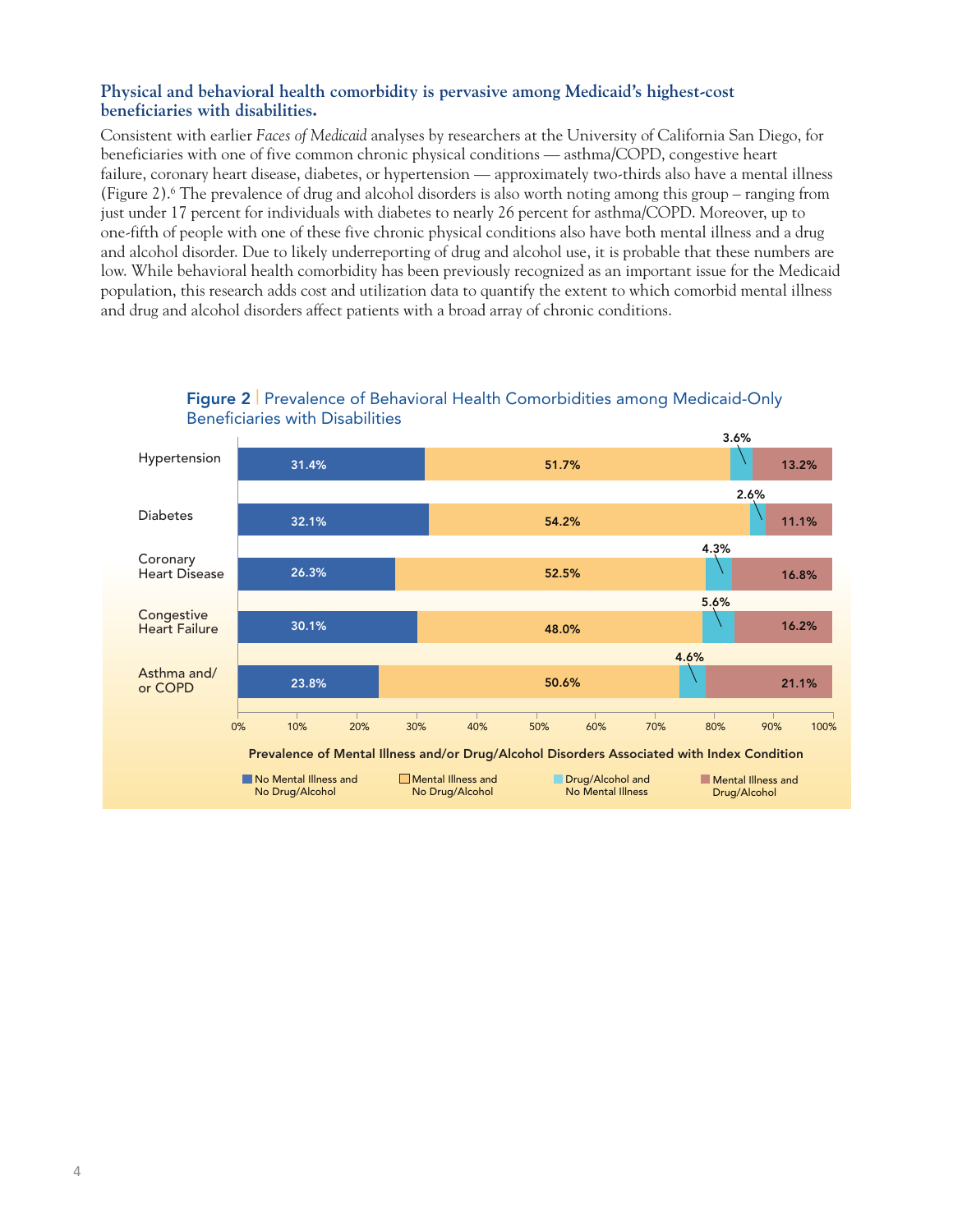### Physical and behavioral health comorbidity is pervasive among Medicaid's highest-cost beneficiaries with disabilities.

Consistent with earlier *Faces of Medicaid* analyses by researchers at the University of California San Diego, for beneficiaries with one of five common chronic physical conditions — asthma/COPD, congestive heart failure, coronary heart disease, diabetes, or hypertension — approximately two-thirds also have a mental illness (Figure 2).[6] The prevalence of drug and alcohol disorders is also worth noting among this group – ranging from just under 17 percent for individuals with diabetes to nearly 26 percent for asthma/COPD. Moreover, up to one-fifth of people with one of these five chronic physical conditions also have both mental illness and a drug and alcohol disorder. Due to likely underreporting of drug and alcohol use, it is probable that these numbers are low. While behavioral health comorbidity has been previously recognized as an important issue for the Medicaid population, this research adds cost and utilization data to quantify the extent to which comorbid mental illness and drug and alcohol disorders affect patients with a broad array of chronic conditions.

**Figure 2** | Prevalence of Behavioral Health Comorbidities among Medicaid-Only Beneficiaries with Disabilities

Hypertension: 31.4% | 51.7% | 3.6% | 13.2%
Diabetes: 32.1% | 54.2% | 2.6% | 11.1%
Coronary Heart Disease: 26.3% | 52.5% | 4.3% | 16.8%
Congestive Heart Failure: 30.1% | 48.0% | 5.6% | 16.2%
Asthma and/or COPD: 23.8% | 50.6% | 4.6% | 21.1%

0% 10% 20% 30% 40% 50% 60% 70% 80% 90% 100%

Prevalence of Mental Illness and/or Drug/Alcohol Disorders Associated with Index Condition

No Mental Illness and No Drug/Alcohol
Mental Illness and No Drug/Alcohol
Drug/Alcohol and No Mental Illness
Mental Illness and Drug/Alcohol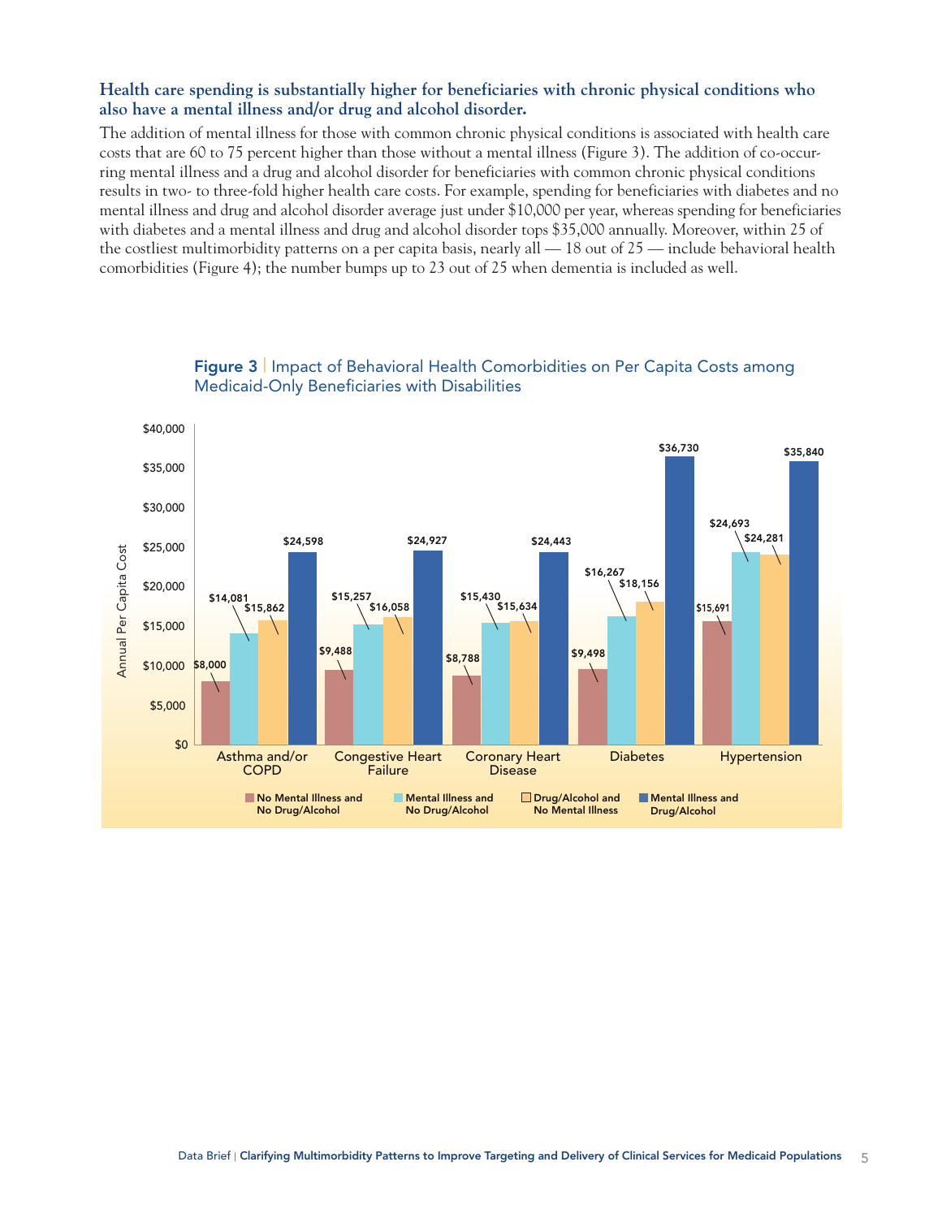**Health care spending is substantially higher for beneficiaries with chronic physical conditions who also have a mental illness and/or drug and alcohol disorder.**

The addition of mental illness for those with common chronic physical conditions is associated with health care costs that are 60 to 75 percent higher than those without a mental illness (Figure 3). The addition of co-occurring mental illness and a drug and alcohol disorder for beneficiaries with common chronic physical conditions results in two- to three-fold higher health care costs. For example, spending for beneficiaries with diabetes and no mental illness and drug and alcohol disorder average just under $10,000 per year, whereas spending for beneficiaries with diabetes and a mental illness and drug and alcohol disorder tops $35,000 annually. Moreover, within 25 of the costliest multimorbidity patterns on a per capita basis, nearly all — 18 out of 25 — include behavioral health comorbidities (Figure 4); the number bumps up to 23 out of 25 when dementia is included as well.

**Figure 3** | Impact of Behavioral Health Comorbidities on Per Capita Costs among Medicaid-Only Beneficiaries with Disabilities

Annual Per Capita Cost

$40,000
$35,000
$30,000
$25,000
$20,000
$15,000
$10,000
$5,000
$0

Asthma and/or COPD: $8,000; $14,081; $15,862; $24,598

Congestive Heart Failure: $9,488; $15,257; $16,058; $24,927

Coronary Heart Disease: $8,788; $15,430; $15,634; $24,443

Diabetes: $9,498; $16,267; $18,156; $36,730

Hypertension: $15,691; $24,693; $24,281; $35,840

No Mental Illness and No Drug/Alcohol
Mental Illness and No Drug/Alcohol
Drug/Alcohol and No Mental Illness
Mental Illness and Drug/Alcohol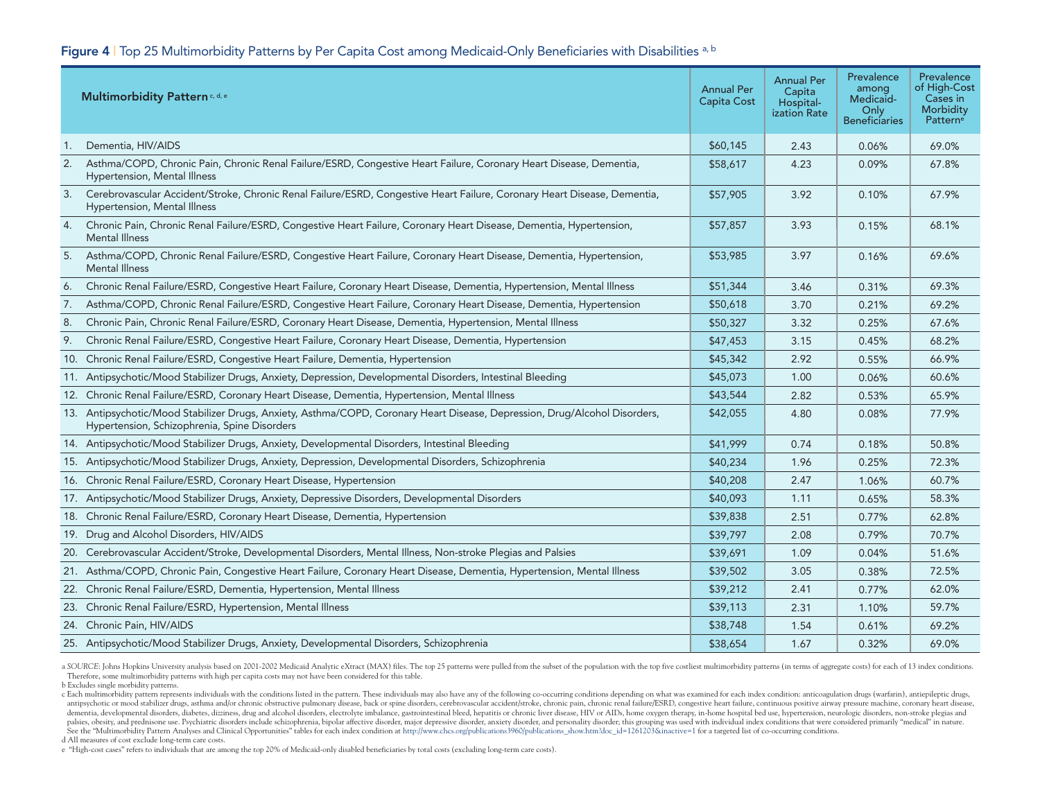**Figure 4** | Top 25 Multimorbidity Patterns by Per Capita Cost among Medicaid-Only Beneficiaries with Disabilities [a, b]

| Multimorbidity Pattern [c, d, e] | Annual Per Capita Cost | Annual Per Capita Hospitalization Rate | Prevalence among Medicaid-Only Beneficiaries | Prevalence of High-Cost Cases in Morbidity Pattern[e] |
|---|---|---|---|---|
| 1. Dementia, HIV/AIDS | $60,145 | 2.43 | 0.06% | 69.0% |
| 2. Asthma/COPD, Chronic Pain, Chronic Renal Failure/ESRD, Congestive Heart Failure, Coronary Heart Disease, Dementia, Hypertension, Mental Illness | $58,617 | 4.23 | 0.09% | 67.8% |
| 3. Cerebrovascular Accident/Stroke, Chronic Renal Failure/ESRD, Congestive Heart Failure, Coronary Heart Disease, Dementia, Hypertension, Mental Illness | $57,905 | 3.92 | 0.10% | 67.9% |
| 4. Chronic Pain, Chronic Renal Failure/ESRD, Congestive Heart Failure, Coronary Heart Disease, Dementia, Hypertension, Mental Illness | $57,857 | 3.93 | 0.15% | 68.1% |
| 5. Asthma/COPD, Chronic Renal Failure/ESRD, Congestive Heart Failure, Coronary Heart Disease, Dementia, Hypertension, Mental Illness | $53,985 | 3.97 | 0.16% | 69.6% |
| 6. Chronic Renal Failure/ESRD, Congestive Heart Failure, Coronary Heart Disease, Dementia, Hypertension, Mental Illness | $51,344 | 3.46 | 0.31% | 69.3% |
| 7. Asthma/COPD, Chronic Renal Failure/ESRD, Congestive Heart Failure, Coronary Heart Disease, Dementia, Hypertension | $50,618 | 3.70 | 0.21% | 69.2% |
| 8. Chronic Pain, Chronic Renal Failure/ESRD, Coronary Heart Disease, Dementia, Hypertension, Mental Illness | $50,327 | 3.32 | 0.25% | 67.6% |
| 9. Chronic Renal Failure/ESRD, Congestive Heart Failure, Coronary Heart Disease, Dementia, Hypertension | $47,453 | 3.15 | 0.45% | 68.2% |
| 10. Chronic Renal Failure/ESRD, Congestive Heart Failure, Dementia, Hypertension | $45,342 | 2.92 | 0.55% | 66.9% |
| 11. Antipsychotic/Mood Stabilizer Drugs, Anxiety, Depression, Developmental Disorders, Intestinal Bleeding | $45,073 | 1.00 | 0.06% | 60.6% |
| 12. Chronic Renal Failure/ESRD, Coronary Heart Disease, Dementia, Hypertension, Mental Illness | $43,544 | 2.82 | 0.53% | 65.9% |
| 13. Antipsychotic/Mood Stabilizer Drugs, Anxiety, Asthma/COPD, Coronary Heart Disease, Depression, Drug/Alcohol Disorders, Hypertension, Schizophrenia, Spine Disorders | $42,055 | 4.80 | 0.08% | 77.9% |
| 14. Antipsychotic/Mood Stabilizer Drugs, Anxiety, Developmental Disorders, Intestinal Bleeding | $41,999 | 0.74 | 0.18% | 50.8% |
| 15. Antipsychotic/Mood Stabilizer Drugs, Anxiety, Depression, Developmental Disorders, Schizophrenia | $40,234 | 1.96 | 0.25% | 72.3% |
| 16. Chronic Renal Failure/ESRD, Coronary Heart Disease, Hypertension | $40,208 | 2.47 | 1.06% | 60.7% |
| 17. Antipsychotic/Mood Stabilizer Drugs, Anxiety, Depressive Disorders, Developmental Disorders | $40,093 | 1.11 | 0.65% | 58.3% |
| 18. Chronic Renal Failure/ESRD, Coronary Heart Disease, Dementia, Hypertension | $39,838 | 2.51 | 0.77% | 62.8% |
| 19. Drug and Alcohol Disorders, HIV/AIDS | $39,797 | 2.08 | 0.79% | 70.7% |
| 20. Cerebrovascular Accident/Stroke, Developmental Disorders, Mental Illness, Non-stroke Plegias and Palsies | $39,691 | 1.09 | 0.04% | 51.6% |
| 21. Asthma/COPD, Chronic Pain, Congestive Heart Failure, Coronary Heart Disease, Dementia, Hypertension, Mental Illness | $39,502 | 3.05 | 0.38% | 72.5% |
| 22. Chronic Renal Failure/ESRD, Dementia, Hypertension, Mental Illness | $39,212 | 2.41 | 0.77% | 62.0% |
| 23. Chronic Renal Failure/ESRD, Hypertension, Mental Illness | $39,113 | 2.31 | 1.10% | 59.7% |
| 24. Chronic Pain, HIV/AIDS | $38,748 | 1.54 | 0.61% | 69.2% |
| 25. Antipsychotic/Mood Stabilizer Drugs, Anxiety, Developmental Disorders, Schizophrenia | $38,654 | 1.67 | 0.32% | 69.0% |

a *SOURCE:* Johns Hopkins University analysis based on 2001-2002 Medicaid Analytic eXtract (MAX) files. The top 25 patterns were pulled from the subset of the population with the top five costliest multimorbidity patterns (in terms of aggregate costs) for each of 13 index conditions. Therefore, some multimorbidity patterns with high per capita costs may not have been considered for this table.

b Excludes single morbidity patterns.

c Each multimorbidity pattern represents individuals with the conditions listed in the pattern. These individuals may also have any of the following co-occurring conditions depending on what was examined for each index condition: anticoagulation drugs (warfarin), antiepileptic drugs, antipsychotic or mood stabilizer drugs, asthma and/or chronic obstructive pulmonary disease, back or spine disorders, cerebrovascular accident/stroke, chronic pain, chronic renal failure/ESRD, congestive heart failure, continuous positive airway pressure machine, coronary heart disease, dementia, developmental disorders, diabetes, dizziness, drug and alcohol disorders, electrolyte imbalance, gastrointestinal bleed, hepatitis or chronic liver disease, HIV or AIDs, home oxygen therapy, in-home hospital bed use, hypertension, neurologic disorders, non-stroke plegias and palsies, obesity, and prednisone use. Psychiatric disorders include schizophrenia, bipolar affective disorder, major depressive disorder, anxiety disorder, and personality disorder; this grouping was used with individual index conditions that were considered primarily "medical" in nature. See the "Multimorbidity Pattern Analyses and Clinical Opportunities" tables for each index condition at http://www.chcs.org/publications3960/publications_show.htm?doc_id=1261203&inactive=1 for a targeted list of co-occurring conditions.

d All measures of cost exclude long-term care costs.

e "High-cost cases" refers to individuals that are among the top 20% of Medicaid-only disabled beneficiaries by total costs (excluding long-term care costs).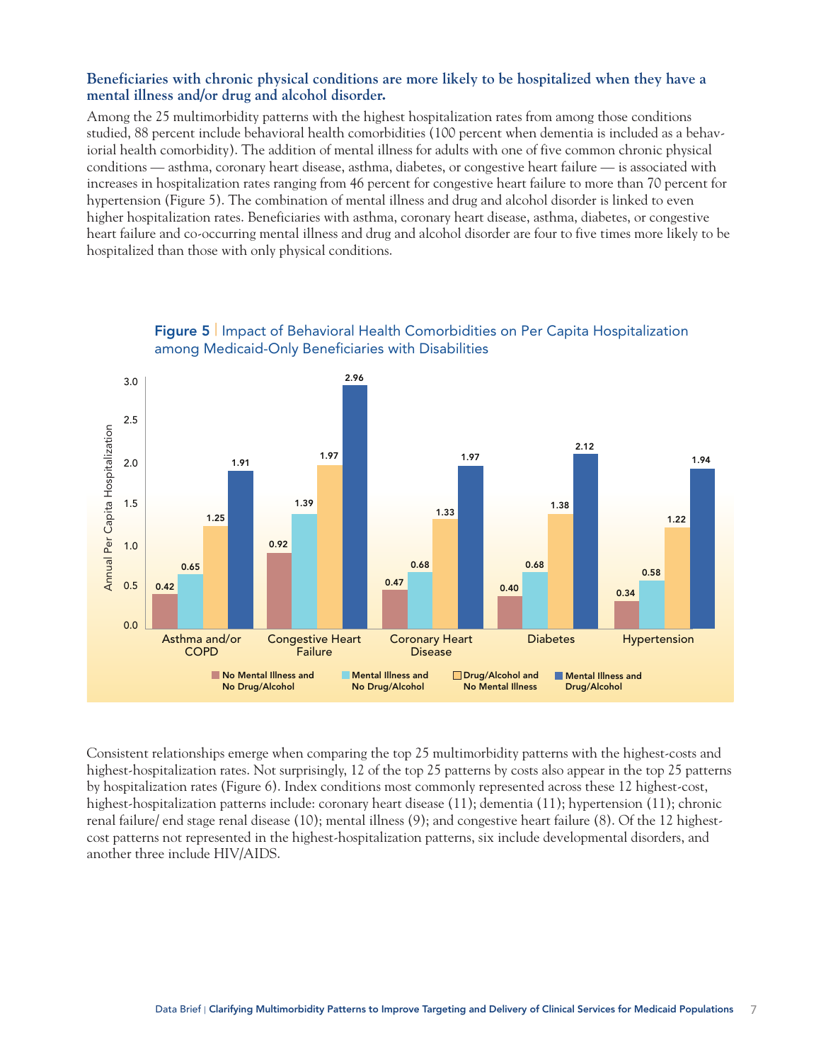**Beneficiaries with chronic physical conditions are more likely to be hospitalized when they have a mental illness and/or drug and alcohol disorder.**

Among the 25 multimorbidity patterns with the highest hospitalization rates from among those conditions studied, 88 percent include behavioral health comorbidities (100 percent when dementia is included as a behavioral health comorbidity). The addition of mental illness for adults with one of five common chronic physical conditions — asthma, coronary heart disease, asthma, diabetes, or congestive heart failure — is associated with increases in hospitalization rates ranging from 46 percent for congestive heart failure to more than 70 percent for hypertension (Figure 5). The combination of mental illness and drug and alcohol disorder is linked to even higher hospitalization rates. Beneficiaries with asthma, coronary heart disease, asthma, diabetes, or congestive heart failure and co-occurring mental illness and drug and alcohol disorder are four to five times more likely to be hospitalized than those with only physical conditions.

**Figure 5** | Impact of Behavioral Health Comorbidities on Per Capita Hospitalization among Medicaid-Only Beneficiaries with Disabilities

Annual Per Capita Hospitalization

3.0
2.5
2.0
1.5
1.0
0.5
0.0

Asthma and/or COPD: 0.42, 0.65, 1.25, 1.91
Congestive Heart Failure: 0.92, 1.39, 1.97, 2.96
Coronary Heart Disease: 0.47, 0.68, 1.33, 1.97
Diabetes: 0.40, 0.68, 1.38, 2.12
Hypertension: 0.34, 0.58, 1.22, 1.94

No Mental Illness and No Drug/Alcohol
Mental Illness and No Drug/Alcohol
Drug/Alcohol and No Mental Illness
Mental Illness and Drug/Alcohol

Consistent relationships emerge when comparing the top 25 multimorbidity patterns with the highest-costs and highest-hospitalization rates. Not surprisingly, 12 of the top 25 patterns by costs also appear in the top 25 patterns by hospitalization rates (Figure 6). Index conditions most commonly represented across these 12 highest-cost, highest-hospitalization patterns include: coronary heart disease (11); dementia (11); hypertension (11); chronic renal failure/ end stage renal disease (10); mental illness (9); and congestive heart failure (8). Of the 12 highest-cost patterns not represented in the highest-hospitalization patterns, six include developmental disorders, and another three include HIV/AIDS.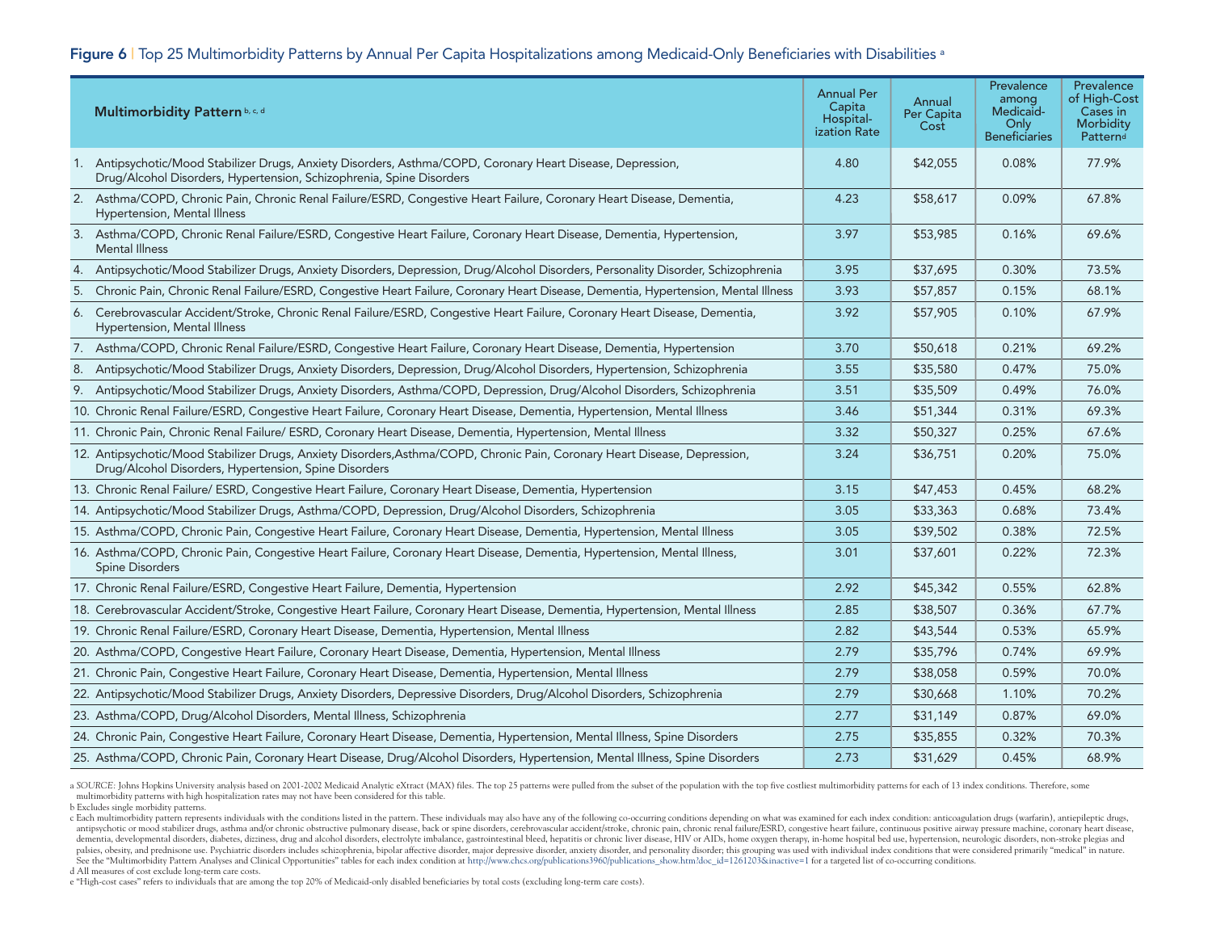**Figure 6** | Top 25 Multimorbidity Patterns by Annual Per Capita Hospitalizations among Medicaid-Only Beneficiaries with Disabilities [a]

| Multimorbidity Pattern [b, c, d] | Annual Per Capita Hospital-ization Rate | Annual Per Capita Cost | Prevalence among Medicaid-Only Beneficiaries | Prevalence of High-Cost Cases in Morbidity Pattern[d] |
|---|---|---|---|---|
| 1. Antipsychotic/Mood Stabilizer Drugs, Anxiety Disorders, Asthma/COPD, Coronary Heart Disease, Depression, Drug/Alcohol Disorders, Hypertension, Schizophrenia, Spine Disorders | 4.80 | $42,055 | 0.08% | 77.9% |
| 2. Asthma/COPD, Chronic Pain, Chronic Renal Failure/ESRD, Congestive Heart Failure, Coronary Heart Disease, Dementia, Hypertension, Mental Illness | 4.23 | $58,617 | 0.09% | 67.8% |
| 3. Asthma/COPD, Chronic Renal Failure/ESRD, Congestive Heart Failure, Coronary Heart Disease, Dementia, Hypertension, Mental Illness | 3.97 | $53,985 | 0.16% | 69.6% |
| 4. Antipsychotic/Mood Stabilizer Drugs, Anxiety Disorders, Depression, Drug/Alcohol Disorders, Personality Disorder, Schizophrenia | 3.95 | $37,695 | 0.30% | 73.5% |
| 5. Chronic Pain, Chronic Renal Failure/ESRD, Congestive Heart Failure, Coronary Heart Disease, Dementia, Hypertension, Mental Illness | 3.93 | $57,857 | 0.15% | 68.1% |
| 6. Cerebrovascular Accident/Stroke, Chronic Renal Failure/ESRD, Congestive Heart Failure, Coronary Heart Disease, Dementia, Hypertension, Mental Illness | 3.92 | $57,905 | 0.10% | 67.9% |
| 7. Asthma/COPD, Chronic Renal Failure/ESRD, Congestive Heart Failure, Coronary Heart Disease, Dementia, Hypertension | 3.70 | $50,618 | 0.21% | 69.2% |
| 8. Antipsychotic/Mood Stabilizer Drugs, Anxiety Disorders, Depression, Drug/Alcohol Disorders, Hypertension, Schizophrenia | 3.55 | $35,580 | 0.47% | 75.0% |
| 9. Antipsychotic/Mood Stabilizer Drugs, Anxiety Disorders, Asthma/COPD, Depression, Drug/Alcohol Disorders, Schizophrenia | 3.51 | $35,509 | 0.49% | 76.0% |
| 10. Chronic Renal Failure/ESRD, Congestive Heart Failure, Coronary Heart Disease, Dementia, Hypertension, Mental Illness | 3.46 | $51,344 | 0.31% | 69.3% |
| 11. Chronic Pain, Chronic Renal Failure/ ESRD, Coronary Heart Disease, Dementia, Hypertension, Mental Illness | 3.32 | $50,327 | 0.25% | 67.6% |
| 12. Antipsychotic/Mood Stabilizer Drugs, Anxiety Disorders,Asthma/COPD, Chronic Pain, Coronary Heart Disease, Depression, Drug/Alcohol Disorders, Hypertension, Spine Disorders | 3.24 | $36,751 | 0.20% | 75.0% |
| 13. Chronic Renal Failure/ ESRD, Congestive Heart Failure, Coronary Heart Disease, Dementia, Hypertension | 3.15 | $47,453 | 0.45% | 68.2% |
| 14. Antipsychotic/Mood Stabilizer Drugs, Asthma/COPD, Depression, Drug/Alcohol Disorders, Schizophrenia | 3.05 | $33,363 | 0.68% | 73.4% |
| 15. Asthma/COPD, Chronic Pain, Congestive Heart Failure, Coronary Heart Disease, Dementia, Hypertension, Mental Illness | 3.05 | $39,502 | 0.38% | 72.5% |
| 16. Asthma/COPD, Chronic Pain, Congestive Heart Failure, Coronary Heart Disease, Dementia, Hypertension, Mental Illness, Spine Disorders | 3.01 | $37,601 | 0.22% | 72.3% |
| 17. Chronic Renal Failure/ESRD, Congestive Heart Failure, Dementia, Hypertension | 2.92 | $45,342 | 0.55% | 62.8% |
| 18. Cerebrovascular Accident/Stroke, Congestive Heart Failure, Coronary Heart Disease, Dementia, Hypertension, Mental Illness | 2.85 | $38,507 | 0.36% | 67.7% |
| 19. Chronic Renal Failure/ESRD, Coronary Heart Disease, Dementia, Hypertension, Mental Illness | 2.82 | $43,544 | 0.53% | 65.9% |
| 20. Asthma/COPD, Congestive Heart Failure, Coronary Heart Disease, Dementia, Hypertension, Mental Illness | 2.79 | $35,796 | 0.74% | 69.9% |
| 21. Chronic Pain, Congestive Heart Failure, Coronary Heart Disease, Dementia, Hypertension, Mental Illness | 2.79 | $38,058 | 0.59% | 70.0% |
| 22. Antipsychotic/Mood Stabilizer Drugs, Anxiety Disorders, Depressive Disorders, Drug/Alcohol Disorders, Schizophrenia | 2.79 | $30,668 | 1.10% | 70.2% |
| 23. Asthma/COPD, Drug/Alcohol Disorders, Mental Illness, Schizophrenia | 2.77 | $31,149 | 0.87% | 69.0% |
| 24. Chronic Pain, Congestive Heart Failure, Coronary Heart Disease, Dementia, Hypertension, Mental Illness, Spine Disorders | 2.75 | $35,855 | 0.32% | 70.3% |
| 25. Asthma/COPD, Chronic Pain, Coronary Heart Disease, Drug/Alcohol Disorders, Hypertension, Mental Illness, Spine Disorders | 2.73 | $31,629 | 0.45% | 68.9% |

a *SOURCE:* Johns Hopkins University analysis based on 2001-2002 Medicaid Analytic eXtract (MAX) files. The top 25 patterns were pulled from the subset of the population with the top five costliest multimorbidity patterns for each of 13 index conditions. Therefore, some multimorbidity patterns with high hospitalization rates may not have been considered for this table.

b Excludes single morbidity patterns.

c Each multimorbidity pattern represents individuals with the conditions listed in the pattern. These individuals may also have any of the following co-occurring conditions depending on what was examined for each index condition: anticoagulation drugs (warfarin), antiepileptic drugs, antipsychotic or mood stabilizer drugs, asthma and/or chronic obstructive pulmonary disease, back or spine disorders, cerebrovascular accident/stroke, chronic pain, chronic renal failure/ESRD, congestive heart failure, continuous positive airway pressure machine, coronary heart disease, dementia, developmental disorders, diabetes, dizziness, drug and alcohol disorders, electrolyte imbalance, gastrointestinal bleed, hepatitis or chronic liver disease, HIV or AIDs, home oxygen therapy, in-home hospital bed use, hypertension, neurologic disorders, non-stroke plegias and palsies, obesity, and prednisone use. Psychiatric disorders includes schizophrenia, bipolar affective disorder, major depressive disorder, anxiety disorder, and personality disorder; this grouping was used with individual index conditions that were considered primarily "medical" in nature. See the "Multimorbidity Pattern Analyses and Clinical Opportunities" tables for each index condition at http://www.chcs.org/publications3960/publications_show.htm?doc_id=1261203&inactive=1 for a targeted list of co-occurring conditions.

d All measures of cost exclude long-term care costs.

e "High-cost cases" refers to individuals that are among the top 20% of Medicaid-only disabled beneficiaries by total costs (excluding long-term care costs).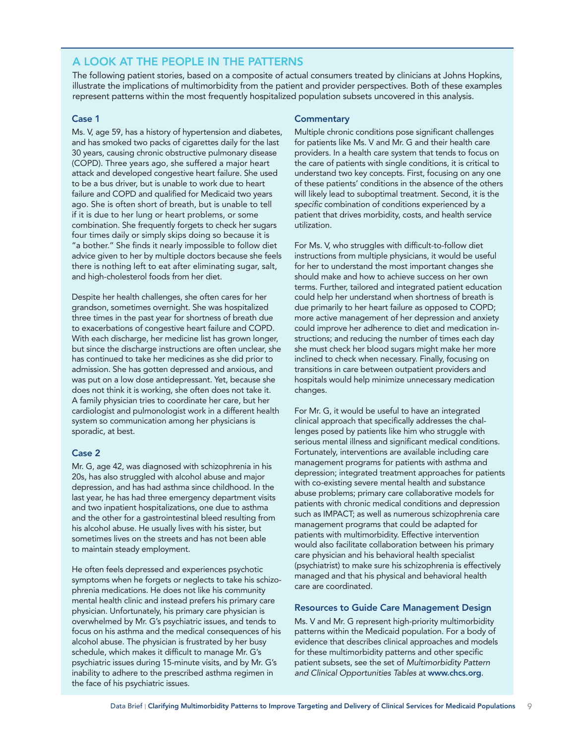## A LOOK AT THE PEOPLE IN THE PATTERNS

The following patient stories, based on a composite of actual consumers treated by clinicians at Johns Hopkins, illustrate the implications of multimorbidity from the patient and provider perspectives. Both of these examples represent patterns within the most frequently hospitalized population subsets uncovered in this analysis.

### Case 1

Ms. V, age 59, has a history of hypertension and diabetes, and has smoked two packs of cigarettes daily for the last 30 years, causing chronic obstructive pulmonary disease (COPD). Three years ago, she suffered a major heart attack and developed congestive heart failure. She used to be a bus driver, but is unable to work due to heart failure and COPD and qualified for Medicaid two years ago. She is often short of breath, but is unable to tell if it is due to her lung or heart problems, or some combination. She frequently forgets to check her sugars four times daily or simply skips doing so because it is "a bother." She finds it nearly impossible to follow diet advice given to her by multiple doctors because she feels there is nothing left to eat after eliminating sugar, salt, and high-cholesterol foods from her diet.

Despite her health challenges, she often cares for her grandson, sometimes overnight. She was hospitalized three times in the past year for shortness of breath due to exacerbations of congestive heart failure and COPD. With each discharge, her medicine list has grown longer, but since the discharge instructions are often unclear, she has continued to take her medicines as she did prior to admission. She has gotten depressed and anxious, and was put on a low dose antidepressant. Yet, because she does not think it is working, she often does not take it. A family physician tries to coordinate her care, but her cardiologist and pulmonologist work in a different health system so communication among her physicians is sporadic, at best.

### Case 2

Mr. G, age 42, was diagnosed with schizophrenia in his 20s, has also struggled with alcohol abuse and major depression, and has had asthma since childhood. In the last year, he has had three emergency department visits and two inpatient hospitalizations, one due to asthma and the other for a gastrointestinal bleed resulting from his alcohol abuse. He usually lives with his sister, but sometimes lives on the streets and has not been able to maintain steady employment.

He often feels depressed and experiences psychotic symptoms when he forgets or neglects to take his schizophrenia medications. He does not like his community mental health clinic and instead prefers his primary care physician. Unfortunately, his primary care physician is overwhelmed by Mr. G's psychiatric issues, and tends to focus on his asthma and the medical consequences of his alcohol abuse. The physician is frustrated by her busy schedule, which makes it difficult to manage Mr. G's psychiatric issues during 15-minute visits, and by Mr. G's inability to adhere to the prescribed asthma regimen in the face of his psychiatric issues.

### Commentary

Multiple chronic conditions pose significant challenges for patients like Ms. V and Mr. G and their health care providers. In a health care system that tends to focus on the care of patients with single conditions, it is critical to understand two key concepts. First, focusing on any one of these patients' conditions in the absence of the others will likely lead to suboptimal treatment. Second, it is the *specific* combination of conditions experienced by a patient that drives morbidity, costs, and health service utilization.

For Ms. V, who struggles with difficult-to-follow diet instructions from multiple physicians, it would be useful for her to understand the most important changes she should make and how to achieve success on her own terms. Further, tailored and integrated patient education could help her understand when shortness of breath is due primarily to her heart failure as opposed to COPD; more active management of her depression and anxiety could improve her adherence to diet and medication instructions; and reducing the number of times each day she must check her blood sugars might make her more inclined to check when necessary. Finally, focusing on transitions in care between outpatient providers and hospitals would help minimize unnecessary medication changes.

For Mr. G, it would be useful to have an integrated clinical approach that specifically addresses the challenges posed by patients like him who struggle with serious mental illness and significant medical conditions. Fortunately, interventions are available including care management programs for patients with asthma and depression; integrated treatment approaches for patients with co-existing severe mental health and substance abuse problems; primary care collaborative models for patients with chronic medical conditions and depression such as IMPACT; as well as numerous schizophrenia care management programs that could be adapted for patients with multimorbidity. Effective intervention would also facilitate collaboration between his primary care physician and his behavioral health specialist (psychiatrist) to make sure his schizophrenia is effectively managed and that his physical and behavioral health care are coordinated.

### Resources to Guide Care Management Design

Ms. V and Mr. G represent high-priority multimorbidity patterns within the Medicaid population. For a body of evidence that describes clinical approaches and models for these multimorbidity patterns and other specific patient subsets, see the set of *Multimorbidity Pattern and Clinical Opportunities Tables* at **www.chcs.org**.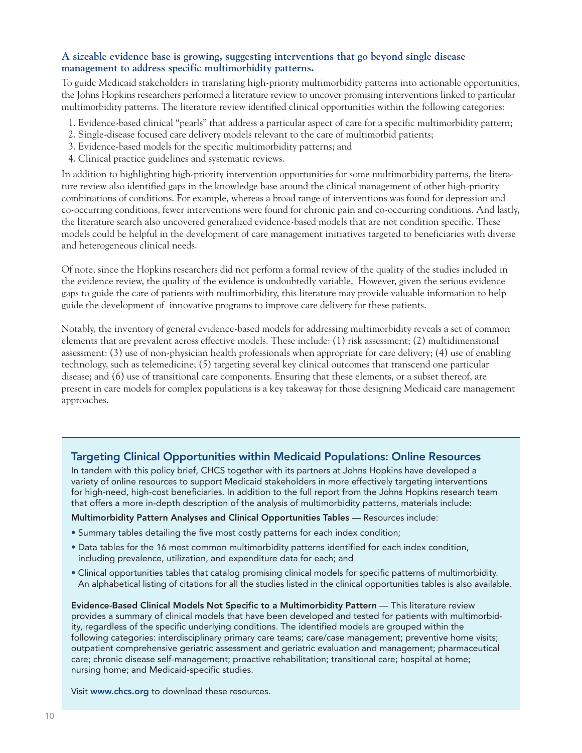**A sizeable evidence base is growing, suggesting interventions that go beyond single disease management to address specific multimorbidity patterns.**

To guide Medicaid stakeholders in translating high-priority multimorbidity patterns into actionable opportunities, the Johns Hopkins researchers performed a literature review to uncover promising interventions linked to particular multimorbidity patterns. The literature review identified clinical opportunities within the following categories:

1. Evidence-based clinical "pearls" that address a particular aspect of care for a specific multimorbidity pattern;
2. Single-disease focused care delivery models relevant to the care of multimorbid patients;
3. Evidence-based models for the specific multimorbidity patterns; and
4. Clinical practice guidelines and systematic reviews.

In addition to highlighting high-priority intervention opportunities for some multimorbidity patterns, the literature review also identified gaps in the knowledge base around the clinical management of other high-priority combinations of conditions. For example, whereas a broad range of interventions was found for depression and co-occurring conditions, fewer interventions were found for chronic pain and co-occurring conditions. And lastly, the literature search also uncovered generalized evidence-based models that are not condition specific. These models could be helpful in the development of care management initiatives targeted to beneficiaries with diverse and heterogeneous clinical needs.

Of note, since the Hopkins researchers did not perform a formal review of the quality of the studies included in the evidence review, the quality of the evidence is undoubtedly variable. However, given the serious evidence gaps to guide the care of patients with multimorbidity, this literature may provide valuable information to help guide the development of innovative programs to improve care delivery for these patients.

Notably, the inventory of general evidence-based models for addressing multimorbidity reveals a set of common elements that are prevalent across effective models. These include: (1) risk assessment; (2) multidimensional assessment: (3) use of non-physician health professionals when appropriate for care delivery; (4) use of enabling technology, such as telemedicine; (5) targeting several key clinical outcomes that transcend one particular disease; and (6) use of transitional care components. Ensuring that these elements, or a subset thereof, are present in care models for complex populations is a key takeaway for those designing Medicaid care management approaches.

## Targeting Clinical Opportunities within Medicaid Populations: Online Resources

In tandem with this policy brief, CHCS together with its partners at Johns Hopkins have developed a variety of online resources to support Medicaid stakeholders in more effectively targeting interventions for high-need, high-cost beneficiaries. In addition to the full report from the Johns Hopkins research team that offers a more in-depth description of the analysis of multimorbidity patterns, materials include:

**Multimorbidity Pattern Analyses and Clinical Opportunities Tables** — Resources include:

- Summary tables detailing the five most costly patterns for each index condition;
- Data tables for the 16 most common multimorbidity patterns identified for each index condition, including prevalence, utilization, and expenditure data for each; and
- Clinical opportunities tables that catalog promising clinical models for specific patterns of multimorbidity. An alphabetical listing of citations for all the studies listed in the clinical opportunities tables is also available.

**Evidence-Based Clinical Models Not Specific to a Multimorbidity Pattern** — This literature review provides a summary of clinical models that have been developed and tested for patients with multimorbidity, regardless of the specific underlying conditions. The identified models are grouped within the following categories: interdisciplinary primary care teams; care/case management; preventive home visits; outpatient comprehensive geriatric assessment and geriatric evaluation and management; pharmaceutical care; chronic disease self-management; proactive rehabilitation; transitional care; hospital at home; nursing home; and Medicaid-specific studies.

Visit **www.chcs.org** to download these resources.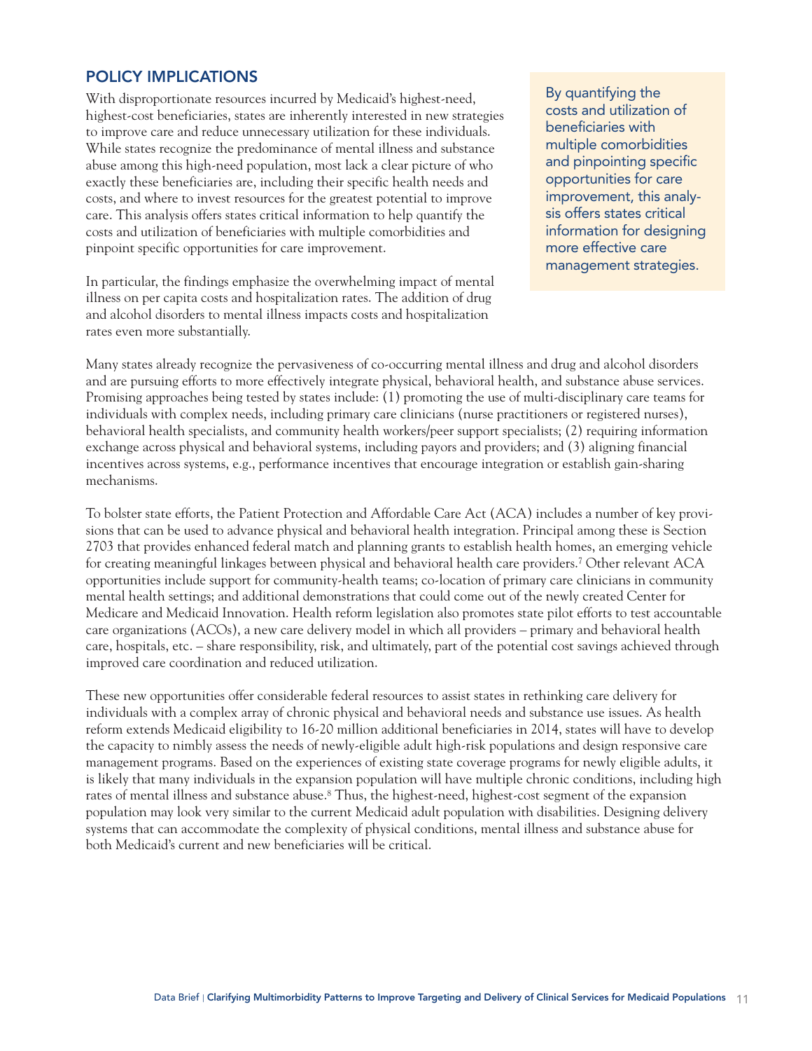## POLICY IMPLICATIONS

With disproportionate resources incurred by Medicaid's highest-need, highest-cost beneficiaries, states are inherently interested in new strategies to improve care and reduce unnecessary utilization for these individuals. While states recognize the predominance of mental illness and substance abuse among this high-need population, most lack a clear picture of who exactly these beneficiaries are, including their specific health needs and costs, and where to invest resources for the greatest potential to improve care. This analysis offers states critical information to help quantify the costs and utilization of beneficiaries with multiple comorbidities and pinpoint specific opportunities for care improvement.

By quantifying the costs and utilization of beneficiaries with multiple comorbidities and pinpointing specific opportunities for care improvement, this analysis offers states critical information for designing more effective care management strategies.

In particular, the findings emphasize the overwhelming impact of mental illness on per capita costs and hospitalization rates. The addition of drug and alcohol disorders to mental illness impacts costs and hospitalization rates even more substantially.

Many states already recognize the pervasiveness of co-occurring mental illness and drug and alcohol disorders and are pursuing efforts to more effectively integrate physical, behavioral health, and substance abuse services. Promising approaches being tested by states include: (1) promoting the use of multi-disciplinary care teams for individuals with complex needs, including primary care clinicians (nurse practitioners or registered nurses), behavioral health specialists, and community health workers/peer support specialists; (2) requiring information exchange across physical and behavioral systems, including payors and providers; and (3) aligning financial incentives across systems, e.g., performance incentives that encourage integration or establish gain-sharing mechanisms.

To bolster state efforts, the Patient Protection and Affordable Care Act (ACA) includes a number of key provisions that can be used to advance physical and behavioral health integration. Principal among these is Section 2703 that provides enhanced federal match and planning grants to establish health homes, an emerging vehicle for creating meaningful linkages between physical and behavioral health care providers.[7] Other relevant ACA opportunities include support for community-health teams; co-location of primary care clinicians in community mental health settings; and additional demonstrations that could come out of the newly created Center for Medicare and Medicaid Innovation. Health reform legislation also promotes state pilot efforts to test accountable care organizations (ACOs), a new care delivery model in which all providers – primary and behavioral health care, hospitals, etc. – share responsibility, risk, and ultimately, part of the potential cost savings achieved through improved care coordination and reduced utilization.

These new opportunities offer considerable federal resources to assist states in rethinking care delivery for individuals with a complex array of chronic physical and behavioral needs and substance use issues. As health reform extends Medicaid eligibility to 16-20 million additional beneficiaries in 2014, states will have to develop the capacity to nimbly assess the needs of newly-eligible adult high-risk populations and design responsive care management programs. Based on the experiences of existing state coverage programs for newly eligible adults, it is likely that many individuals in the expansion population will have multiple chronic conditions, including high rates of mental illness and substance abuse.[8] Thus, the highest-need, highest-cost segment of the expansion population may look very similar to the current Medicaid adult population with disabilities. Designing delivery systems that can accommodate the complexity of physical conditions, mental illness and substance abuse for both Medicaid's current and new beneficiaries will be critical.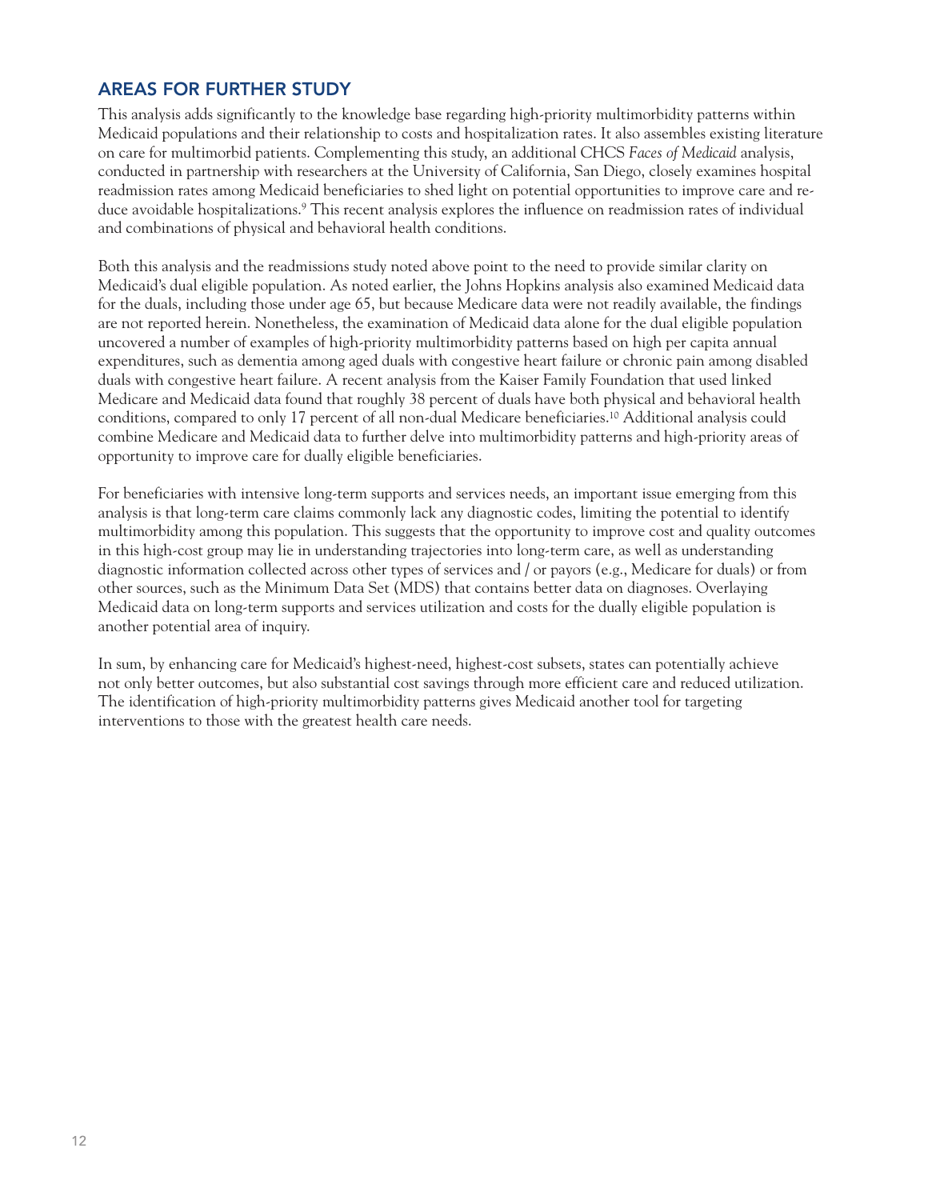## AREAS FOR FURTHER STUDY

This analysis adds significantly to the knowledge base regarding high-priority multimorbidity patterns within Medicaid populations and their relationship to costs and hospitalization rates. It also assembles existing literature on care for multimorbid patients. Complementing this study, an additional CHCS *Faces of Medicaid* analysis, conducted in partnership with researchers at the University of California, San Diego, closely examines hospital readmission rates among Medicaid beneficiaries to shed light on potential opportunities to improve care and reduce avoidable hospitalizations.[9] This recent analysis explores the influence on readmission rates of individual and combinations of physical and behavioral health conditions.

Both this analysis and the readmissions study noted above point to the need to provide similar clarity on Medicaid's dual eligible population. As noted earlier, the Johns Hopkins analysis also examined Medicaid data for the duals, including those under age 65, but because Medicare data were not readily available, the findings are not reported herein. Nonetheless, the examination of Medicaid data alone for the dual eligible population uncovered a number of examples of high-priority multimorbidity patterns based on high per capita annual expenditures, such as dementia among aged duals with congestive heart failure or chronic pain among disabled duals with congestive heart failure. A recent analysis from the Kaiser Family Foundation that used linked Medicare and Medicaid data found that roughly 38 percent of duals have both physical and behavioral health conditions, compared to only 17 percent of all non-dual Medicare beneficiaries.[10] Additional analysis could combine Medicare and Medicaid data to further delve into multimorbidity patterns and high-priority areas of opportunity to improve care for dually eligible beneficiaries.

For beneficiaries with intensive long-term supports and services needs, an important issue emerging from this analysis is that long-term care claims commonly lack any diagnostic codes, limiting the potential to identify multimorbidity among this population. This suggests that the opportunity to improve cost and quality outcomes in this high-cost group may lie in understanding trajectories into long-term care, as well as understanding diagnostic information collected across other types of services and / or payors (e.g., Medicare for duals) or from other sources, such as the Minimum Data Set (MDS) that contains better data on diagnoses. Overlaying Medicaid data on long-term supports and services utilization and costs for the dually eligible population is another potential area of inquiry.

In sum, by enhancing care for Medicaid's highest-need, highest-cost subsets, states can potentially achieve not only better outcomes, but also substantial cost savings through more efficient care and reduced utilization. The identification of high-priority multimorbidity patterns gives Medicaid another tool for targeting interventions to those with the greatest health care needs.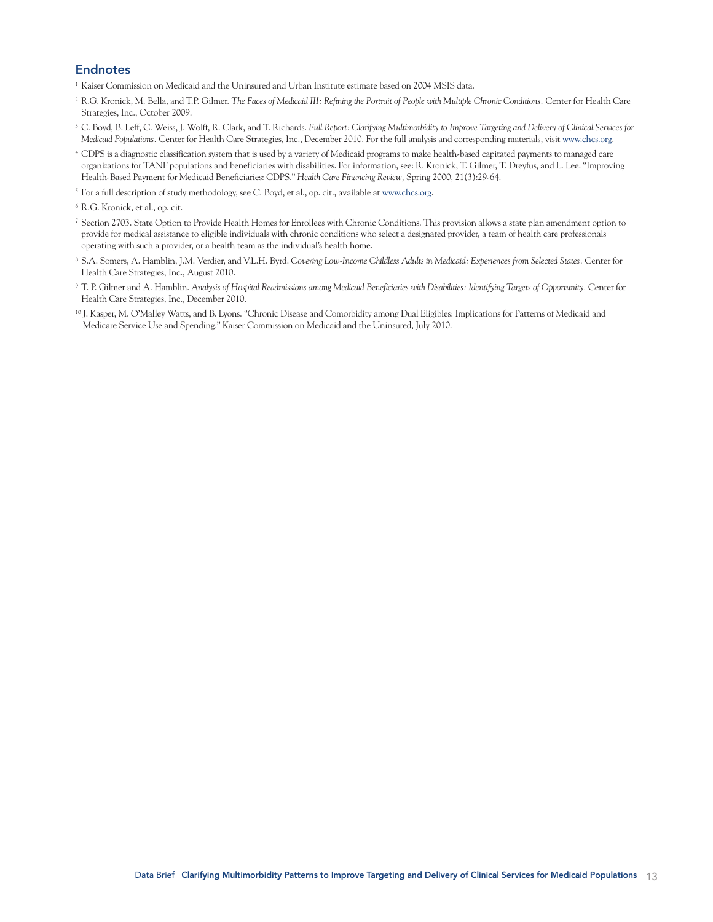## Endnotes

[1] Kaiser Commission on Medicaid and the Uninsured and Urban Institute estimate based on 2004 MSIS data.

[2] R.G. Kronick, M. Bella, and T.P. Gilmer. *The Faces of Medicaid III: Refining the Portrait of People with Multiple Chronic Conditions.* Center for Health Care Strategies, Inc., October 2009.

[3] C. Boyd, B. Leff, C. Weiss, J. Wolff, R. Clark, and T. Richards. *Full Report: Clarifying Multimorbidity to Improve Targeting and Delivery of Clinical Services for Medicaid Populations.* Center for Health Care Strategies, Inc., December 2010. For the full analysis and corresponding materials, visit www.chcs.org.

[4] CDPS is a diagnostic classification system that is used by a variety of Medicaid programs to make health-based capitated payments to managed care organizations for TANF populations and beneficiaries with disabilities. For information, see: R. Kronick, T. Gilmer, T. Dreyfus, and L. Lee. "Improving Health-Based Payment for Medicaid Beneficiaries: CDPS." *Health Care Financing Review,* Spring 2000, 21(3):29-64.

[5] For a full description of study methodology, see C. Boyd, et al., op. cit., available at www.chcs.org.

[6] R.G. Kronick, et al., op. cit.

[7] Section 2703. State Option to Provide Health Homes for Enrollees with Chronic Conditions. This provision allows a state plan amendment option to provide for medical assistance to eligible individuals with chronic conditions who select a designated provider, a team of health care professionals operating with such a provider, or a health team as the individual's health home.

[8] S.A. Somers, A. Hamblin, J.M. Verdier, and V.L.H. Byrd. *Covering Low-Income Childless Adults in Medicaid: Experiences from Selected States.* Center for Health Care Strategies, Inc., August 2010.

[9] T. P. Gilmer and A. Hamblin. *Analysis of Hospital Readmissions among Medicaid Beneficiaries with Disabilities: Identifying Targets of Opportunity.* Center for Health Care Strategies, Inc., December 2010.

[10] J. Kasper, M. O'Malley Watts, and B. Lyons. "Chronic Disease and Comorbidity among Dual Eligibles: Implications for Patterns of Medicaid and Medicare Service Use and Spending." Kaiser Commission on Medicaid and the Uninsured, July 2010.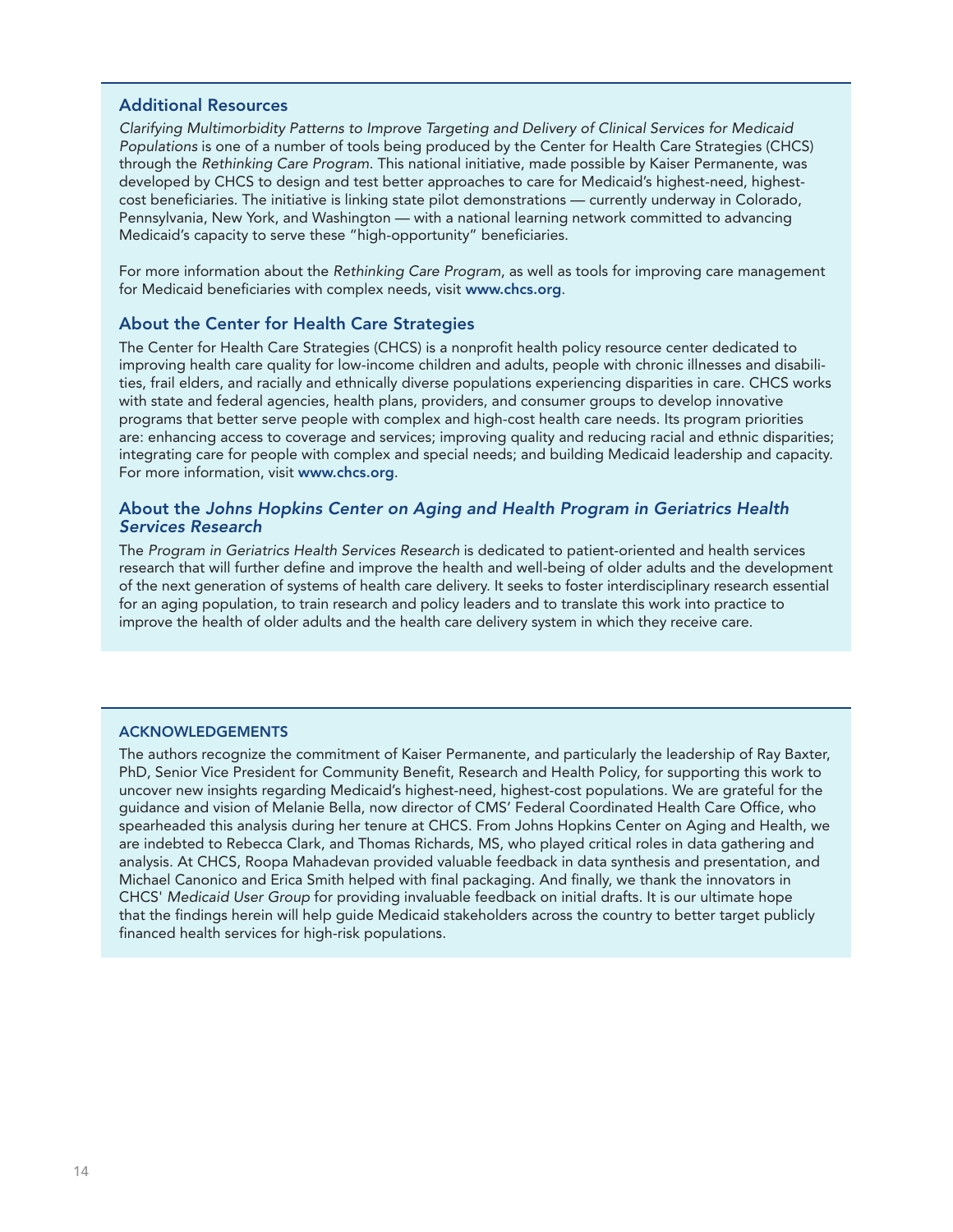## Additional Resources

*Clarifying Multimorbidity Patterns to Improve Targeting and Delivery of Clinical Services for Medicaid Populations* is one of a number of tools being produced by the Center for Health Care Strategies (CHCS) through the *Rethinking Care Program*. This national initiative, made possible by Kaiser Permanente, was developed by CHCS to design and test better approaches to care for Medicaid's highest-need, highest-cost beneficiaries. The initiative is linking state pilot demonstrations — currently underway in Colorado, Pennsylvania, New York, and Washington — with a national learning network committed to advancing Medicaid's capacity to serve these "high-opportunity" beneficiaries.

For more information about the *Rethinking Care Program*, as well as tools for improving care management for Medicaid beneficiaries with complex needs, visit **www.chcs.org**.

## About the Center for Health Care Strategies

The Center for Health Care Strategies (CHCS) is a nonprofit health policy resource center dedicated to improving health care quality for low-income children and adults, people with chronic illnesses and disabilities, frail elders, and racially and ethnically diverse populations experiencing disparities in care. CHCS works with state and federal agencies, health plans, providers, and consumer groups to develop innovative programs that better serve people with complex and high-cost health care needs. Its program priorities are: enhancing access to coverage and services; improving quality and reducing racial and ethnic disparities; integrating care for people with complex and special needs; and building Medicaid leadership and capacity. For more information, visit **www.chcs.org**.

## About the *Johns Hopkins Center on Aging and Health Program in Geriatrics Health Services Research*

The *Program in Geriatrics Health Services Research* is dedicated to patient-oriented and health services research that will further define and improve the health and well-being of older adults and the development of the next generation of systems of health care delivery. It seeks to foster interdisciplinary research essential for an aging population, to train research and policy leaders and to translate this work into practice to improve the health of older adults and the health care delivery system in which they receive care.

### ACKNOWLEDGEMENTS

The authors recognize the commitment of Kaiser Permanente, and particularly the leadership of Ray Baxter, PhD, Senior Vice President for Community Benefit, Research and Health Policy, for supporting this work to uncover new insights regarding Medicaid's highest-need, highest-cost populations. We are grateful for the guidance and vision of Melanie Bella, now director of CMS' Federal Coordinated Health Care Office, who spearheaded this analysis during her tenure at CHCS. From Johns Hopkins Center on Aging and Health, we are indebted to Rebecca Clark, and Thomas Richards, MS, who played critical roles in data gathering and analysis. At CHCS, Roopa Mahadevan provided valuable feedback in data synthesis and presentation, and Michael Canonico and Erica Smith helped with final packaging. And finally, we thank the innovators in CHCS' *Medicaid User Group* for providing invaluable feedback on initial drafts. It is our ultimate hope that the findings herein will help guide Medicaid stakeholders across the country to better target publicly financed health services for high-risk populations.